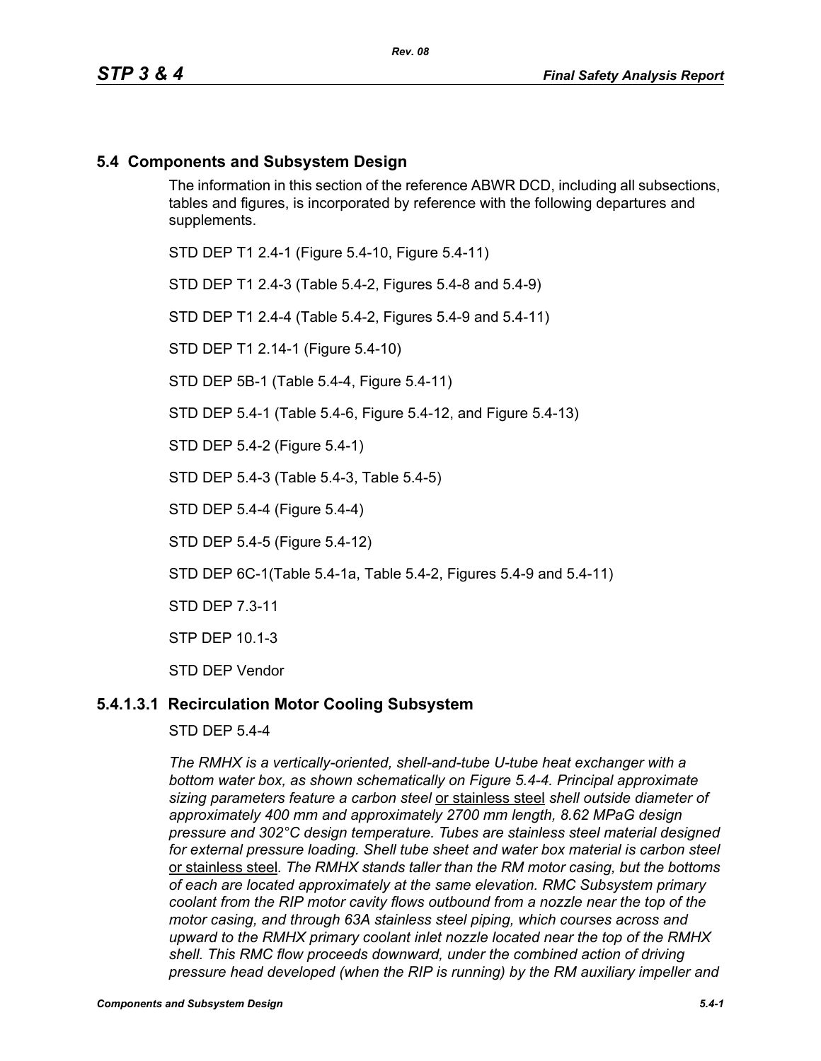## 5.4 Components and Subsystem Design

The information in this section of the reference ABWR DCD, including all subsections, tables and figures, is incorporated by reference with the following departures and supplements.

STD DEP T1 2.4-1 (Figure 5.4-10, Figure 5.4-11)

STD DEP T1 2.4-3 (Table 5.4-2, Figures 5.4-8 and 5.4-9)

STD DEP T1 2.4-4 (Table 5.4-2, Figures 5.4-9 and 5.4-11)

STD DEP T1 2.14-1 (Figure 5.4-10)

STD DEP 5B-1 (Table 5.4-4, Figure 5.4-11)

STD DEP 5.4-1 (Table 5.4-6, Figure 5.4-12, and Figure 5.4-13)

STD DEP 5.4-2 (Figure 5.4-1)

STD DEP 5.4-3 (Table 5.4-3, Table 5.4-5)

STD DEP 5.4-4 (Figure 5.4-4)

STD DEP 5.4-5 (Figure 5.4-12)

STD DEP 6C-1(Table 5.4-1a, Table 5.4-2, Figures 5.4-9 and 5.4-11)

STD DEP 7.3-11

STP DEP 10.1-3

STD DEP Vendor

### 5.4.1.3.1 Recirculation Motor Cooling Subsystem

STD DEP 5.4-4

*The RMHX is a vertically-oriented, shell-and-tube U-tube heat exchanger with a bottom water box, as shown schematically on Figure 5.4-4. Principal approximate sizing parameters feature a carbon steel* <u>or stainless steel</u> *shell outside diameter of approximately 400 mm and approximately 2700 mm length, 8.62 MPaG design pressure and 302°C design temperature. Tubes are stainless steel material designed for external pressure loading. Shell tube sheet and water box material is carbon steel* <u>or stainless steel</u>*. The RMHX stands taller than the RM motor casing, but the bottoms of each are located approximately at the same elevation. RMC Subsystem primary coolant from the RIP motor cavity flows outbound from a nozzle near the top of the motor casing, and through 63A stainless steel piping, which courses across and upward to the RMHX primary coolant inlet nozzle located near the top of the RMHX shell. This RMC flow proceeds downward, under the combined action of driving pressure head developed (when the RIP is running) by the RM auxiliary impeller and*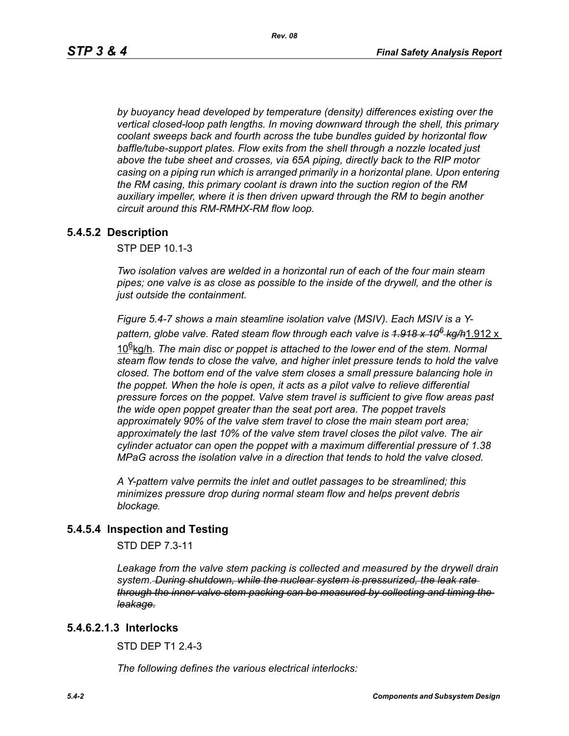*by buoyancy head developed by temperature (density) differences existing over the vertical closed-loop path lengths. In moving downward through the shell, this primary coolant sweeps back and fourth across the tube bundles guided by horizontal flow baffle/tube-support plates. Flow exits from the shell through a nozzle located just above the tube sheet and crosses, via 65A piping, directly back to the RIP motor casing on a piping run which is arranged primarily in a horizontal plane. Upon entering the RM casing, this primary coolant is drawn into the suction region of the RM auxiliary impeller, where it is then driven upward through the RM to begin another circuit around this RM-RMHX-RM flow loop.*

## 5.4.5.2 Description

STP DEP 10.1-3

*Two isolation valves are welded in a horizontal run of each of the four main steam pipes; one valve is as close as possible to the inside of the drywell, and the other is just outside the containment.*

*Figure 5.4-7 shows a main steamline isolation valve (MSIV). Each MSIV is a Y-pattern, globe valve. Rated steam flow through each valve is ~~1.918 x $10^6$ kg/h~~1.912 x $10^6$kg/h. The main disc or poppet is attached to the lower end of the stem. Normal steam flow tends to close the valve, and higher inlet pressure tends to hold the valve closed. The bottom end of the valve stem closes a small pressure balancing hole in the poppet. When the hole is open, it acts as a pilot valve to relieve differential pressure forces on the poppet. Valve stem travel is sufficient to give flow areas past the wide open poppet greater than the seat port area. The poppet travels approximately 90% of the valve stem travel to close the main steam port area; approximately the last 10% of the valve stem travel closes the pilot valve. The air cylinder actuator can open the poppet with a maximum differential pressure of 1.38 MPaG across the isolation valve in a direction that tends to hold the valve closed.*

*A Y-pattern valve permits the inlet and outlet passages to be streamlined; this minimizes pressure drop during normal steam flow and helps prevent debris blockage.*

## 5.4.5.4 Inspection and Testing

STD DEP 7.3-11

*Leakage from the valve stem packing is collected and measured by the drywell drain system. ~~During shutdown, while the nuclear system is pressurized, the leak rate through the inner valve stem packing can be measured by collecting and timing the leakage.~~*

## 5.4.6.2.1.3 Interlocks

STD DEP T1 2.4-3

*The following defines the various electrical interlocks:*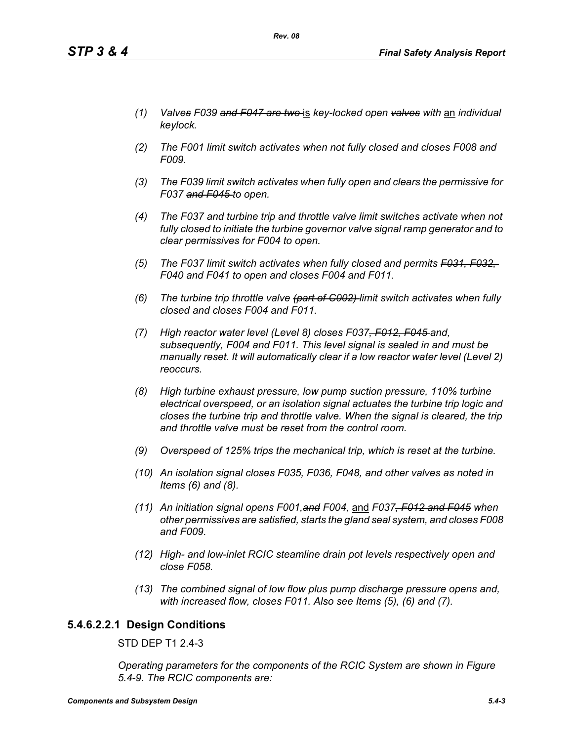*(1) Valve~~s~~ F039 ~~and F047 are two~~ is key-locked open ~~valves~~ with an individual keylock.*

*(2) The F001 limit switch activates when not fully closed and closes F008 and F009.*

*(3) The F039 limit switch activates when fully open and clears the permissive for F037 ~~and F045~~ to open.*

*(4) The F037 and turbine trip and throttle valve limit switches activate when not fully closed to initiate the turbine governor valve signal ramp generator and to clear permissives for F004 to open.*

*(5) The F037 limit switch activates when fully closed and permits ~~F031, F032,~~ F040 and F041 to open and closes F004 and F011.*

*(6) The turbine trip throttle valve ~~(part of C002)~~ limit switch activates when fully closed and closes F004 and F011.*

*(7) High reactor water level (Level 8) closes F037~~, F012, F045~~ and, subsequently, F004 and F011. This level signal is sealed in and must be manually reset. It will automatically clear if a low reactor water level (Level 2) reoccurs.*

*(8) High turbine exhaust pressure, low pump suction pressure, 110% turbine electrical overspeed, or an isolation signal actuates the turbine trip logic and closes the turbine trip and throttle valve. When the signal is cleared, the trip and throttle valve must be reset from the control room.*

*(9) Overspeed of 125% trips the mechanical trip, which is reset at the turbine.*

*(10) An isolation signal closes F035, F036, F048, and other valves as noted in Items (6) and (8).*

*(11) An initiation signal opens F001,~~and~~ F004,* and *F037~~, F012 and F045~~ when other permissives are satisfied, starts the gland seal system, and closes F008 and F009.*

*(12) High- and low-inlet RCIC steamline drain pot levels respectively open and close F058.*

*(13) The combined signal of low flow plus pump discharge pressure opens and, with increased flow, closes F011. Also see Items (5), (6) and (7).*

### 5.4.6.2.2.1 Design Conditions

STD DEP T1 2.4-3

*Operating parameters for the components of the RCIC System are shown in Figure 5.4-9. The RCIC components are:*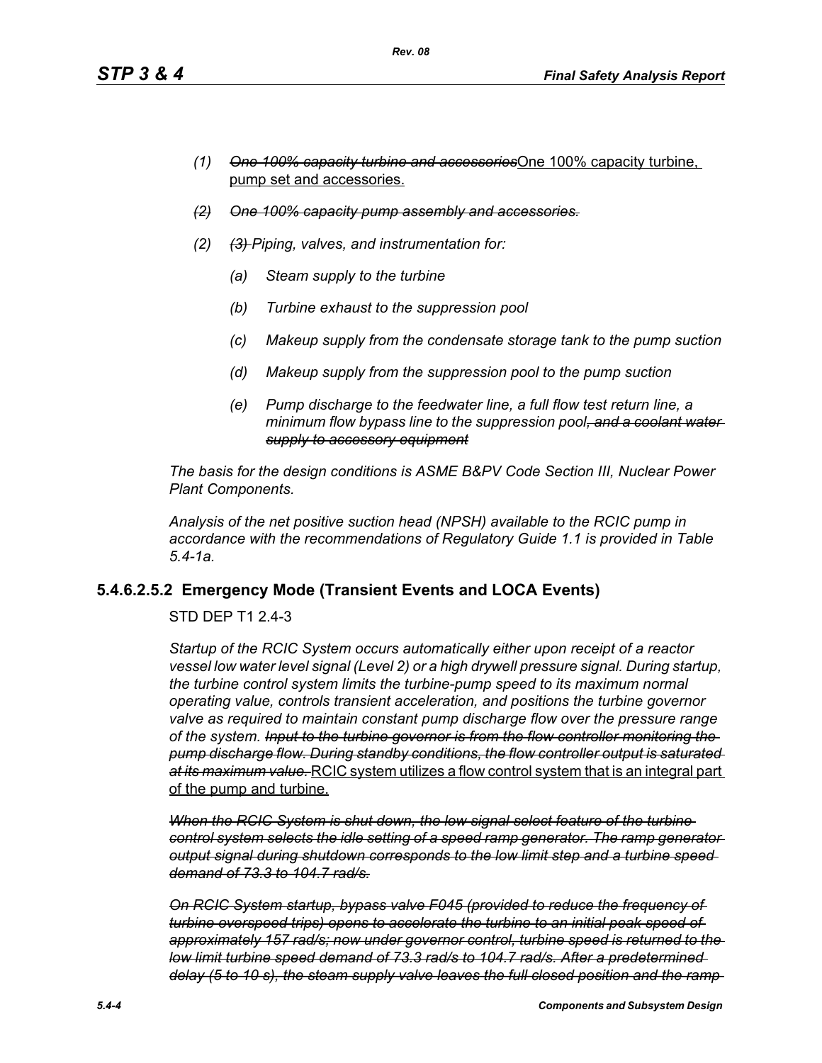*(1)* ~~*One 100% capacity turbine and accessories*~~<u>One 100% capacity turbine, pump set and accessories.</u>

~~*(2) One 100% capacity pump assembly and accessories.*~~

*(2)* ~~*(3)*~~ *Piping, valves, and instrumentation for:*

*(a) Steam supply to the turbine*

*(b) Turbine exhaust to the suppression pool*

*(c) Makeup supply from the condensate storage tank to the pump suction*

*(d) Makeup supply from the suppression pool to the pump suction*

*(e) Pump discharge to the feedwater line, a full flow test return line, a minimum flow bypass line to the suppression pool*~~*, and a coolant water supply to accessory equipment*~~

*The basis for the design conditions is ASME B&PV Code Section III, Nuclear Power Plant Components.*

*Analysis of the net positive suction head (NPSH) available to the RCIC pump in accordance with the recommendations of Regulatory Guide 1.1 is provided in Table 5.4-1a.*

### 5.4.6.2.5.2 Emergency Mode (Transient Events and LOCA Events)

STD DEP T1 2.4-3

*Startup of the RCIC System occurs automatically either upon receipt of a reactor vessel low water level signal (Level 2) or a high drywell pressure signal. During startup, the turbine control system limits the turbine-pump speed to its maximum normal operating value, controls transient acceleration, and positions the turbine governor valve as required to maintain constant pump discharge flow over the pressure range of the system.* ~~*Input to the turbine governor is from the flow controller monitoring the pump discharge flow. During standby conditions, the flow controller output is saturated at its maximum value.*~~ <u>RCIC system utilizes a flow control system that is an integral part of the pump and turbine.</u>

~~*When the RCIC System is shut down, the low signal select feature of the turbine control system selects the idle setting of a speed ramp generator. The ramp generator output signal during shutdown corresponds to the low limit step and a turbine speed demand of 73.3 to 104.7 rad/s.*~~

~~*On RCIC System startup, bypass valve F045 (provided to reduce the frequency of turbine overspeed trips) opens to accelerate the turbine to an initial peak speed of approximately 157 rad/s; now under governor control, turbine speed is returned to the low limit turbine speed demand of 73.3 rad/s to 104.7 rad/s. After a predetermined delay (5 to 10 s), the steam supply valve leaves the full closed position and the ramp*~~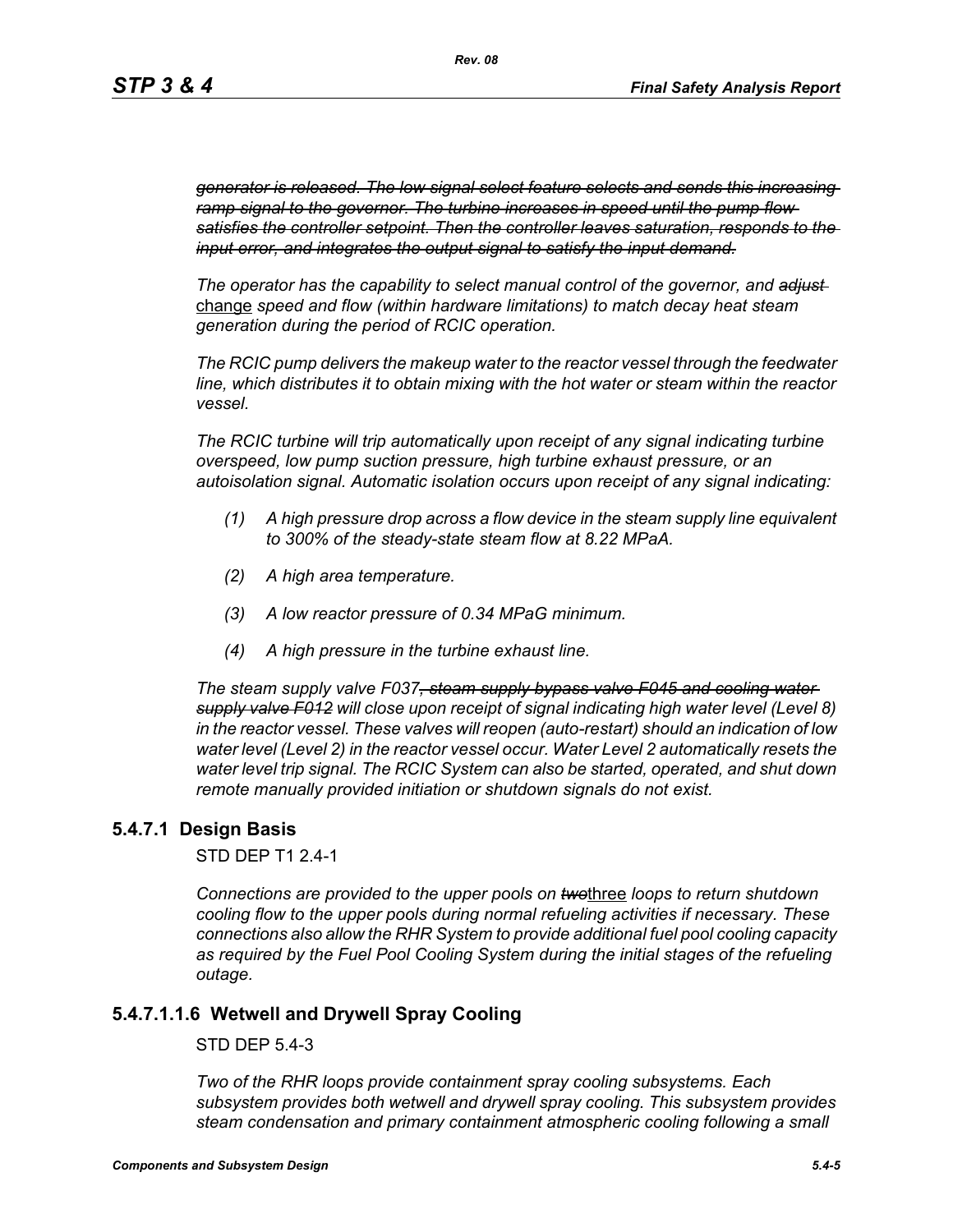*~~generator is released. The low signal select feature selects and sends this increasing ramp signal to the governor. The turbine increases in speed until the pump flow satisfies the controller setpoint. Then the controller leaves saturation, responds to the input error, and integrates the output signal to satisfy the input demand.~~*

*The operator has the capability to select manual control of the governor, and ~~adjust~~* <u>change</u> *speed and flow (within hardware limitations) to match decay heat steam generation during the period of RCIC operation.*

*The RCIC pump delivers the makeup water to the reactor vessel through the feedwater line, which distributes it to obtain mixing with the hot water or steam within the reactor vessel.*

*The RCIC turbine will trip automatically upon receipt of any signal indicating turbine overspeed, low pump suction pressure, high turbine exhaust pressure, or an autoisolation signal. Automatic isolation occurs upon receipt of any signal indicating:*

*(1) A high pressure drop across a flow device in the steam supply line equivalent to 300% of the steady-state steam flow at 8.22 MPaA.*

*(2) A high area temperature.*

*(3) A low reactor pressure of 0.34 MPaG minimum.*

*(4) A high pressure in the turbine exhaust line.*

*The steam supply valve F037~~, steam supply bypass valve F045 and cooling water supply valve F012~~ will close upon receipt of signal indicating high water level (Level 8) in the reactor vessel. These valves will reopen (auto-restart) should an indication of low water level (Level 2) in the reactor vessel occur. Water Level 2 automatically resets the water level trip signal. The RCIC System can also be started, operated, and shut down remote manually provided initiation or shutdown signals do not exist.*

## 5.4.7.1 Design Basis

STD DEP T1 2.4-1

*Connections are provided to the upper pools on ~~two~~*<u>three</u> *loops to return shutdown cooling flow to the upper pools during normal refueling activities if necessary. These connections also allow the RHR System to provide additional fuel pool cooling capacity as required by the Fuel Pool Cooling System during the initial stages of the refueling outage.*

## 5.4.7.1.1.6 Wetwell and Drywell Spray Cooling

STD DEP 5.4-3

*Two of the RHR loops provide containment spray cooling subsystems. Each subsystem provides both wetwell and drywell spray cooling. This subsystem provides steam condensation and primary containment atmospheric cooling following a small*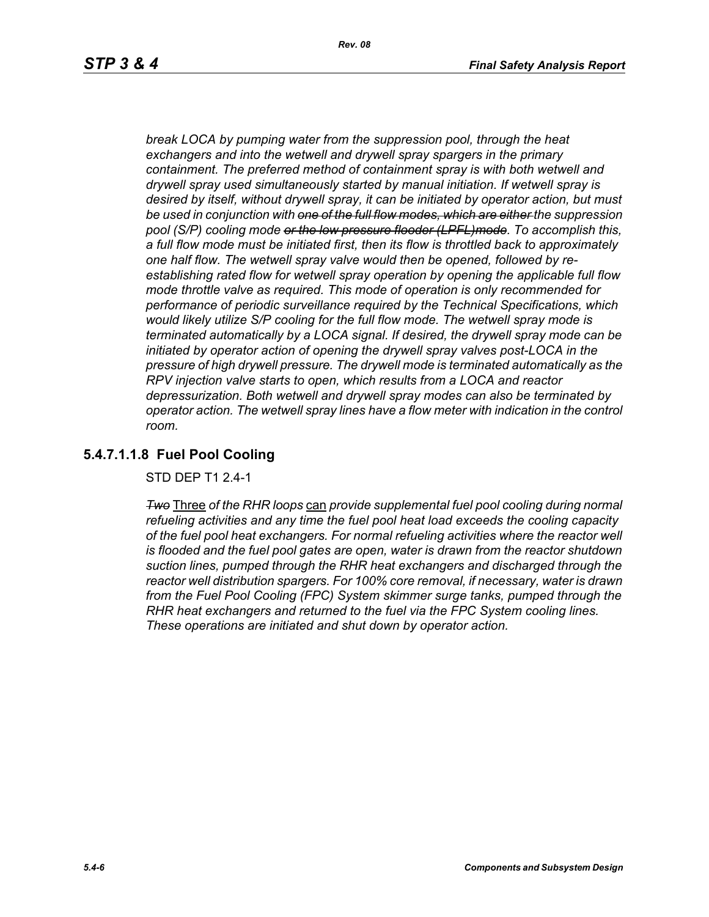*break LOCA by pumping water from the suppression pool, through the heat exchangers and into the wetwell and drywell spray spargers in the primary containment. The preferred method of containment spray is with both wetwell and drywell spray used simultaneously started by manual initiation. If wetwell spray is desired by itself, without drywell spray, it can be initiated by operator action, but must be used in conjunction with ~~one of the full flow modes, which are either~~ the suppression pool (S/P) cooling mode ~~or the low pressure flooder (LPFL)mode~~. To accomplish this, a full flow mode must be initiated first, then its flow is throttled back to approximately one half flow. The wetwell spray valve would then be opened, followed by re-establishing rated flow for wetwell spray operation by opening the applicable full flow mode throttle valve as required. This mode of operation is only recommended for performance of periodic surveillance required by the Technical Specifications, which would likely utilize S/P cooling for the full flow mode. The wetwell spray mode is terminated automatically by a LOCA signal. If desired, the drywell spray mode can be initiated by operator action of opening the drywell spray valves post-LOCA in the pressure of high drywell pressure. The drywell mode is terminated automatically as the RPV injection valve starts to open, which results from a LOCA and reactor depressurization. Both wetwell and drywell spray modes can also be terminated by operator action. The wetwell spray lines have a flow meter with indication in the control room.*

### 5.4.7.1.1.8 Fuel Pool Cooling

STD DEP T1 2.4-1

*~~Two~~* Three *of the RHR loops* can *provide supplemental fuel pool cooling during normal refueling activities and any time the fuel pool heat load exceeds the cooling capacity of the fuel pool heat exchangers. For normal refueling activities where the reactor well is flooded and the fuel pool gates are open, water is drawn from the reactor shutdown suction lines, pumped through the RHR heat exchangers and discharged through the reactor well distribution spargers. For 100% core removal, if necessary, water is drawn from the Fuel Pool Cooling (FPC) System skimmer surge tanks, pumped through the RHR heat exchangers and returned to the fuel via the FPC System cooling lines. These operations are initiated and shut down by operator action.*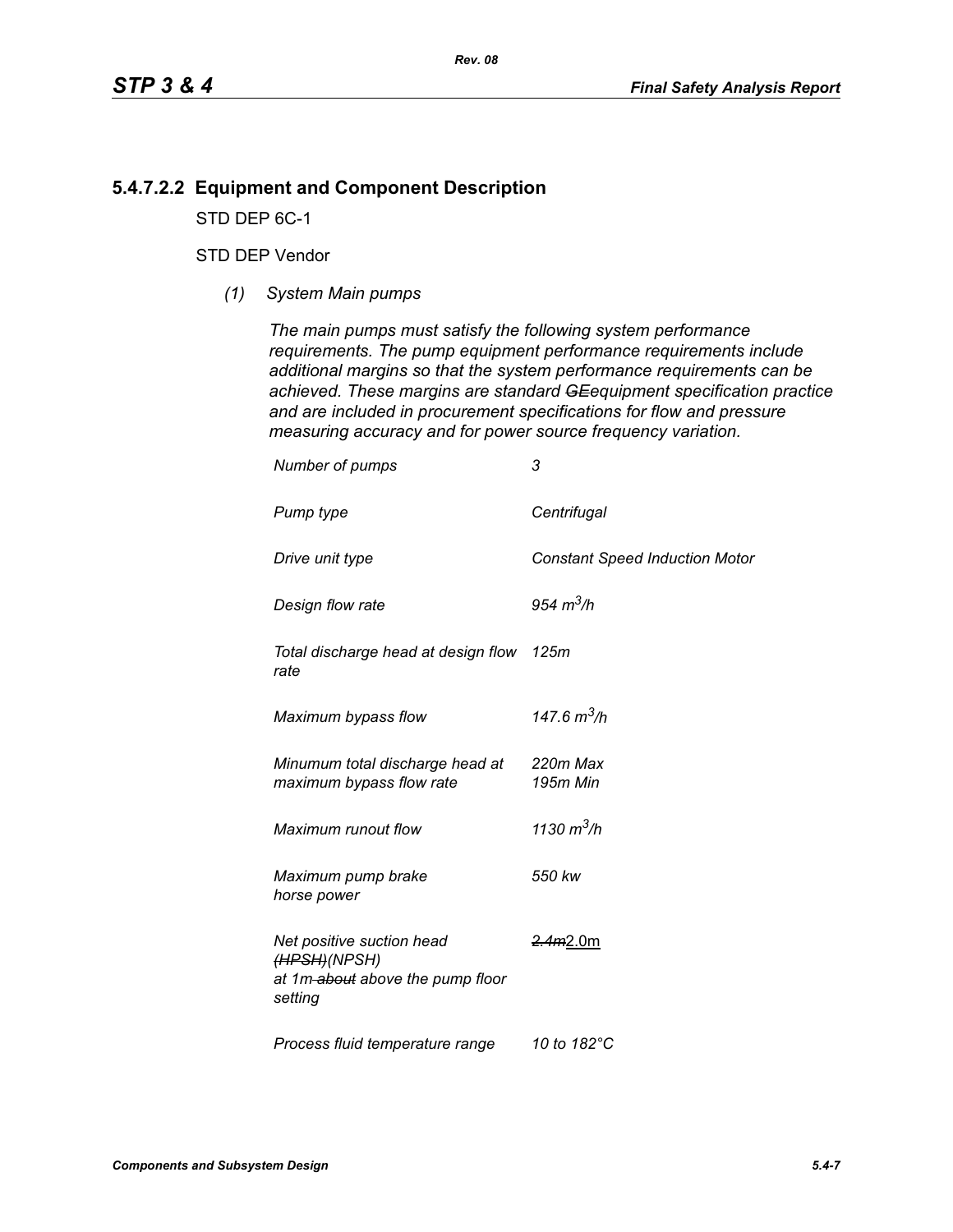## 5.4.7.2.2 Equipment and Component Description

STD DEP 6C-1

STD DEP Vendor

*(1) System Main pumps*

*The main pumps must satisfy the following system performance requirements. The pump equipment performance requirements include additional margins so that the system performance requirements can be achieved. These margins are standard ~~GE~~equipment specification practice and are included in procurement specifications for flow and pressure measuring accuracy and for power source frequency variation.*

| | |
|---|---|
| *Number of pumps* | *3* |
| *Pump type* | *Centrifugal* |
| *Drive unit type* | *Constant Speed Induction Motor* |
| *Design flow rate* | *954 $m^3/h$* |
| *Total discharge head at design flow rate* | *125m* |
| *Maximum bypass flow* | *147.6 $m^3/h$* |
| *Minumum total discharge head at maximum bypass flow rate* | *220m Max*<br>*195m Min* |
| *Maximum runout flow* | *1130 $m^3/h$* |
| *Maximum pump brake horse power* | *550 kw* |
| *Net positive suction head ~~(HPSH)~~(NPSH) at 1m ~~about~~ above the pump floor setting* | ~~*2.4m*~~2.0m |
| *Process fluid temperature range* | *10 to 182°C* |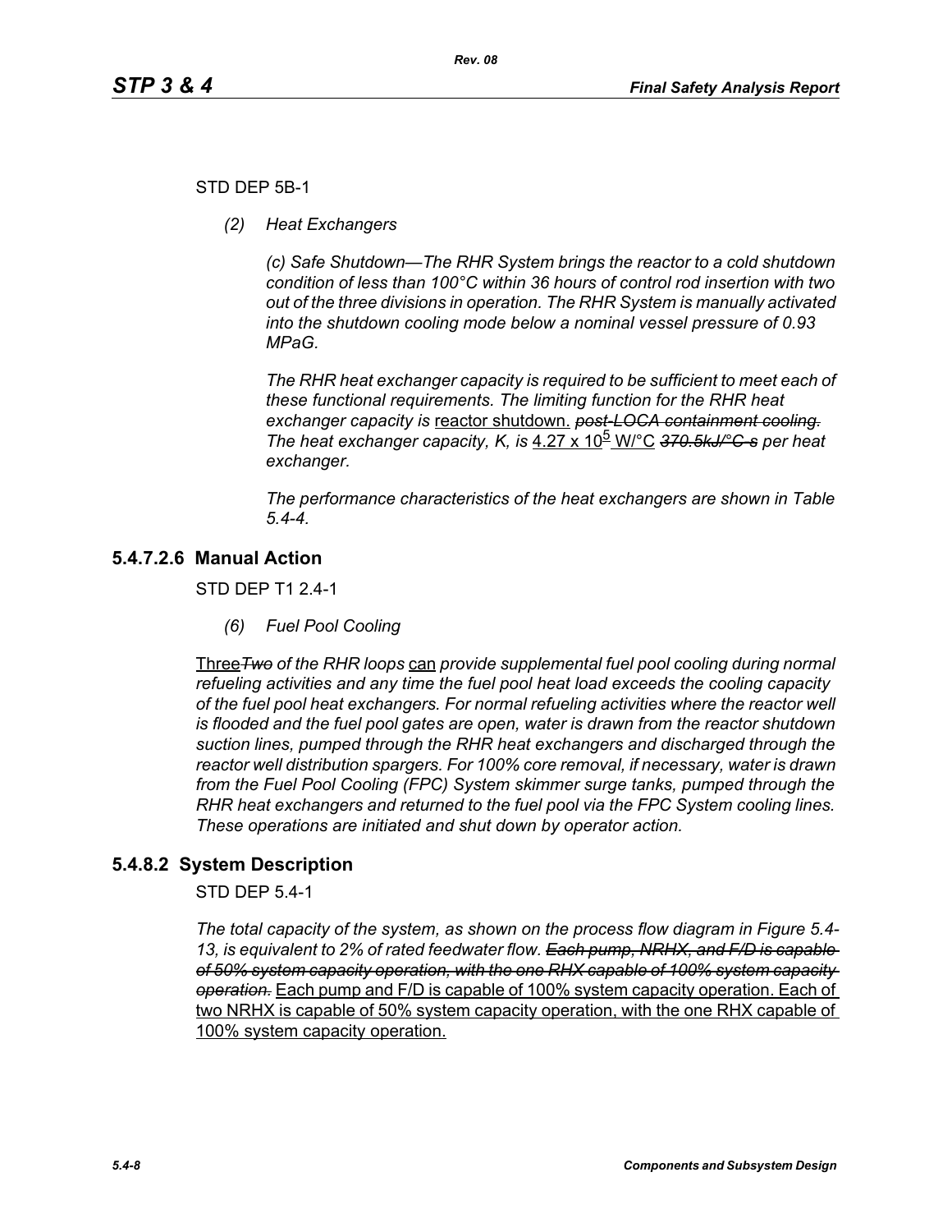STD DEP 5B-1

*(2) Heat Exchangers*

*(c) Safe Shutdown—The RHR System brings the reactor to a cold shutdown condition of less than 100°C within 36 hours of control rod insertion with two out of the three divisions in operation. The RHR System is manually activated into the shutdown cooling mode below a nominal vessel pressure of 0.93 MPaG.*

*The RHR heat exchanger capacity is required to be sufficient to meet each of these functional requirements. The limiting function for the RHR heat exchanger capacity is* <u>reactor shutdown.</u> ~~*post-LOCA containment cooling.*~~ *The heat exchanger capacity, K, is* <u>4.27 x 10$^{5}$ W/°C</u> ~~*370.5kJ/°C-s*~~ *per heat exchanger.*

*The performance characteristics of the heat exchangers are shown in Table 5.4-4.*

## 5.4.7.2.6 Manual Action

STD DEP T1 2.4-1

*(6) Fuel Pool Cooling*

<u>Three</u>~~*Two*~~ *of the RHR loops* <u>can</u> *provide supplemental fuel pool cooling during normal refueling activities and any time the fuel pool heat load exceeds the cooling capacity of the fuel pool heat exchangers. For normal refueling activities where the reactor well is flooded and the fuel pool gates are open, water is drawn from the reactor shutdown suction lines, pumped through the RHR heat exchangers and discharged through the reactor well distribution spargers. For 100% core removal, if necessary, water is drawn from the Fuel Pool Cooling (FPC) System skimmer surge tanks, pumped through the RHR heat exchangers and returned to the fuel pool via the FPC System cooling lines. These operations are initiated and shut down by operator action.*

## 5.4.8.2 System Description

STD DEP 5.4-1

*The total capacity of the system, as shown on the process flow diagram in Figure 5.4-13, is equivalent to 2% of rated feedwater flow.* ~~*Each pump, NRHX, and F/D is capable of 50% system capacity operation, with the one RHX capable of 100% system capacity operation.*~~ <u>Each pump and F/D is capable of 100% system capacity operation. Each of two NRHX is capable of 50% system capacity operation, with the one RHX capable of 100% system capacity operation.</u>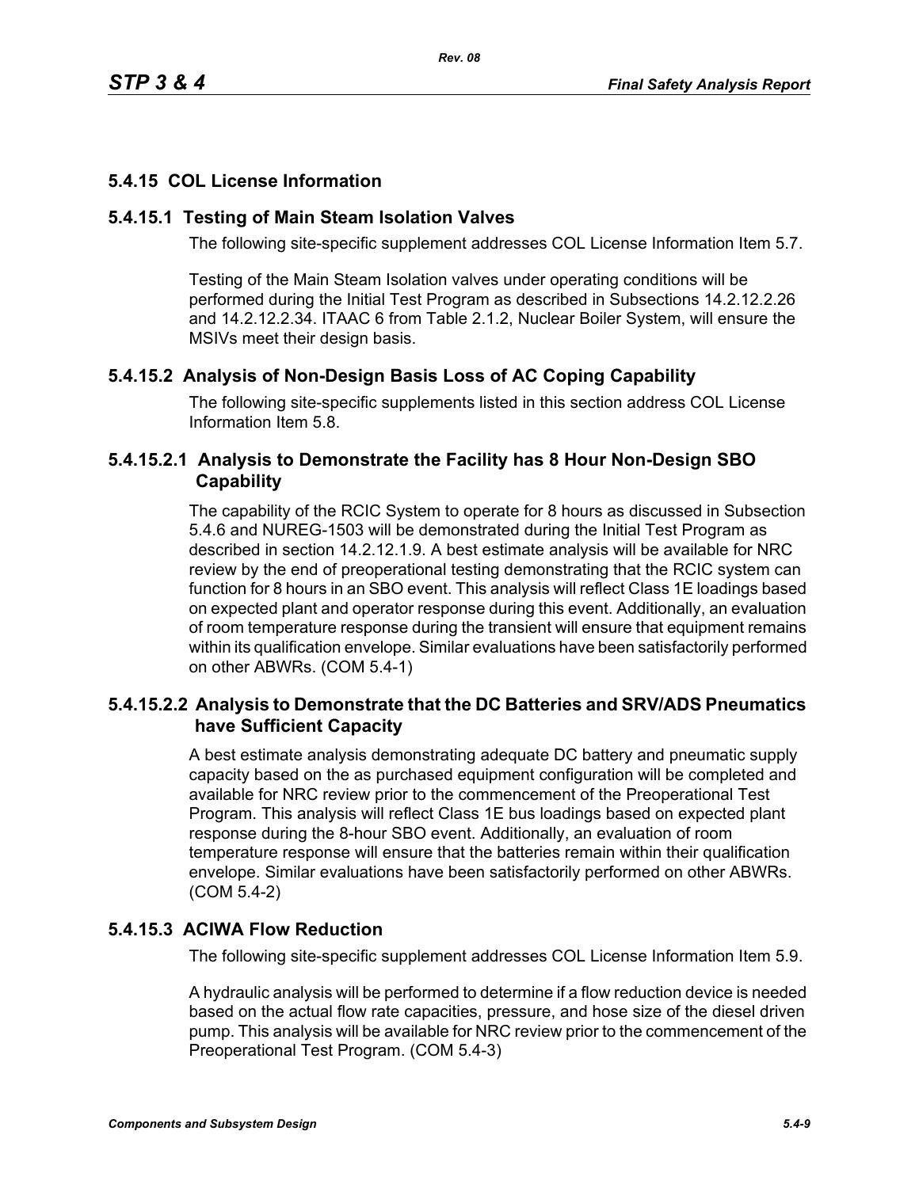## 5.4.15 COL License Information

### 5.4.15.1 Testing of Main Steam Isolation Valves

The following site-specific supplement addresses COL License Information Item 5.7.

Testing of the Main Steam Isolation valves under operating conditions will be performed during the Initial Test Program as described in Subsections 14.2.12.2.26 and 14.2.12.2.34. ITAAC 6 from Table 2.1.2, Nuclear Boiler System, will ensure the MSIVs meet their design basis.

### 5.4.15.2 Analysis of Non-Design Basis Loss of AC Coping Capability

The following site-specific supplements listed in this section address COL License Information Item 5.8.

#### 5.4.15.2.1 Analysis to Demonstrate the Facility has 8 Hour Non-Design SBO Capability

The capability of the RCIC System to operate for 8 hours as discussed in Subsection 5.4.6 and NUREG-1503 will be demonstrated during the Initial Test Program as described in section 14.2.12.1.9. A best estimate analysis will be available for NRC review by the end of preoperational testing demonstrating that the RCIC system can function for 8 hours in an SBO event. This analysis will reflect Class 1E loadings based on expected plant and operator response during this event. Additionally, an evaluation of room temperature response during the transient will ensure that equipment remains within its qualification envelope. Similar evaluations have been satisfactorily performed on other ABWRs. (COM 5.4-1)

#### 5.4.15.2.2 Analysis to Demonstrate that the DC Batteries and SRV/ADS Pneumatics have Sufficient Capacity

A best estimate analysis demonstrating adequate DC battery and pneumatic supply capacity based on the as purchased equipment configuration will be completed and available for NRC review prior to the commencement of the Preoperational Test Program. This analysis will reflect Class 1E bus loadings based on expected plant response during the 8-hour SBO event. Additionally, an evaluation of room temperature response will ensure that the batteries remain within their qualification envelope. Similar evaluations have been satisfactorily performed on other ABWRs. (COM 5.4-2)

### 5.4.15.3 ACIWA Flow Reduction

The following site-specific supplement addresses COL License Information Item 5.9.

A hydraulic analysis will be performed to determine if a flow reduction device is needed based on the actual flow rate capacities, pressure, and hose size of the diesel driven pump. This analysis will be available for NRC review prior to the commencement of the Preoperational Test Program. (COM 5.4-3)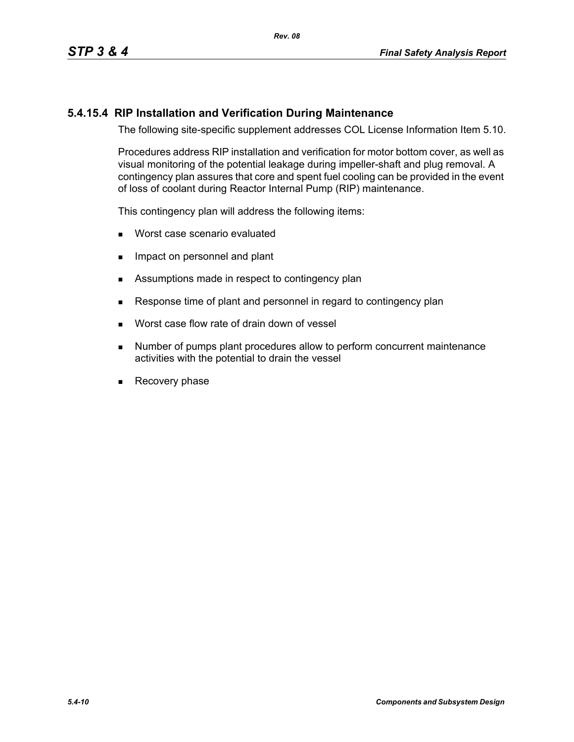### 5.4.15.4 RIP Installation and Verification During Maintenance

The following site-specific supplement addresses COL License Information Item 5.10.

Procedures address RIP installation and verification for motor bottom cover, as well as visual monitoring of the potential leakage during impeller-shaft and plug removal. A contingency plan assures that core and spent fuel cooling can be provided in the event of loss of coolant during Reactor Internal Pump (RIP) maintenance.

This contingency plan will address the following items:

- Worst case scenario evaluated
- Impact on personnel and plant
- Assumptions made in respect to contingency plan
- Response time of plant and personnel in regard to contingency plan
- Worst case flow rate of drain down of vessel
- Number of pumps plant procedures allow to perform concurrent maintenance activities with the potential to drain the vessel
- Recovery phase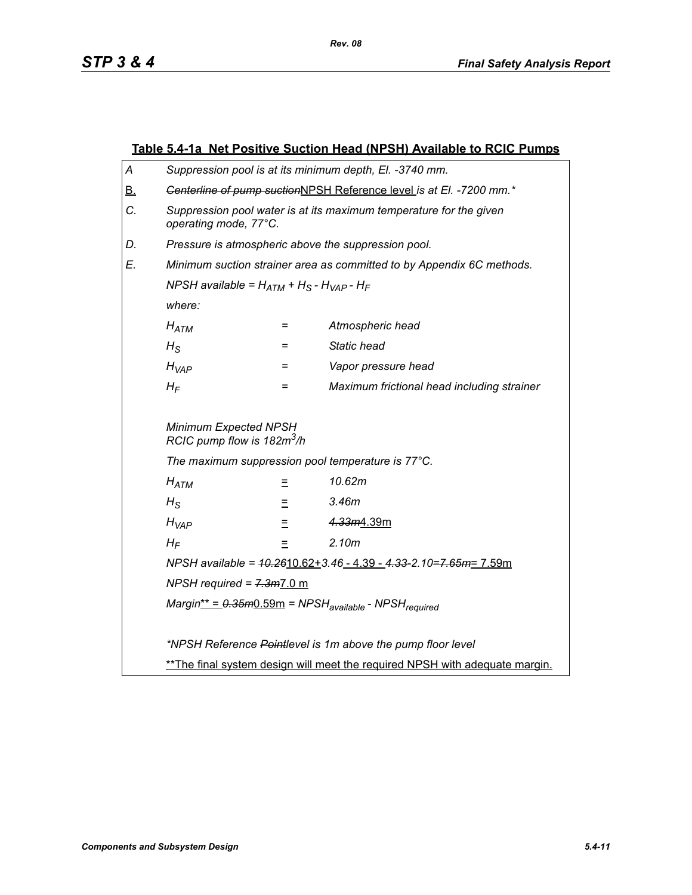## Table 5.4-1a  Net Positive Suction Head (NPSH) Available to RCIC Pumps

*A* *Suppression pool is at its minimum depth, El. -3740 mm.*

B. ~~*Centerline of pump suction*~~NPSH Reference level *is at El. -7200 mm.\**

*C.* *Suppression pool water is at its maximum temperature for the given operating mode, 77°C.*

*D.* *Pressure is atmospheric above the suppression pool.*

*E.* *Minimum suction strainer area as committed to by Appendix 6C methods.*

*NPSH available =* $H_{ATM} + H_S - H_{VAP} - H_F$

*where:*

| | | |
|---|---|---|
| $H_{ATM}$ | = | *Atmospheric head* |
| $H_S$ | = | *Static head* |
| $H_{VAP}$ | = | *Vapor pressure head* |
| $H_F$ | = | *Maximum frictional head including strainer* |

*Minimum Expected NPSH*
*RCIC pump flow is 182m*$^3$*/h*

*The maximum suppression pool temperature is 77°C.*

| | | |
|---|---|---|
| $H_{ATM}$ | = | *10.62m* |
| $H_S$ | = | *3.46m* |
| $H_{VAP}$ | = | ~~*4.33m*~~4.39m |
| $H_F$ | = | *2.10m* |

*NPSH available =* ~~*10.26*~~10.62+*3.46* - 4.39 - ~~*4.33*~~ *-2.10=*~~*7.65m*~~= 7.59m

*NPSH required =* ~~*7.3m*~~7.0 m

*Margin*\*\* = ~~*0.35m*~~0.59m = $NPSH_{available} - NPSH_{required}$

*\*NPSH Reference* ~~*Point*~~*level is 1m above the pump floor level*

\*\*The final system design will meet the required NPSH with adequate margin.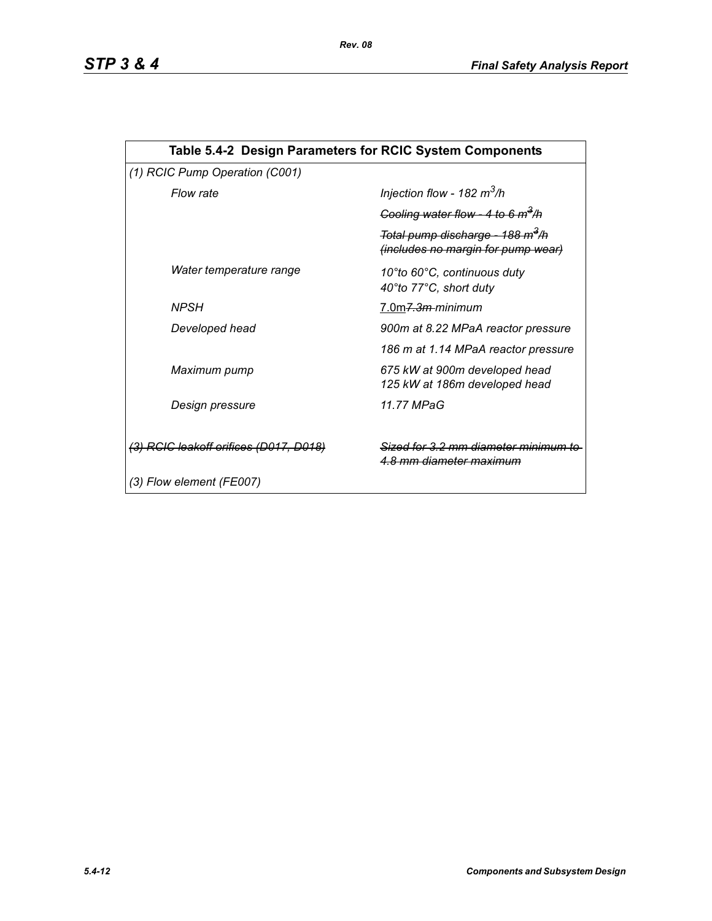| Table 5.4-2 Design Parameters for RCIC System Components | |
|---|---|
| *(1) RCIC Pump Operation (C001)* | |
| *Flow rate* | *Injection flow - 182 $m^3/h$* |
| | ~~*Cooling water flow - 4 to 6 $m^3/h$*~~ |
| | ~~*Total pump discharge - 188 $m^3/h$ (includes no margin for pump wear)*~~ |
| *Water temperature range* | *10°to 60°C, continuous duty 40°to 77°C, short duty* |
| *NPSH* | <u>7.0m</u>~~*7.3m*~~ *minimum* |
| *Developed head* | *900m at 8.22 MPaA reactor pressure* |
| | *186 m at 1.14 MPaA reactor pressure* |
| *Maximum pump* | *675 kW at 900m developed head 125 kW at 186m developed head* |
| *Design pressure* | *11.77 MPaG* |
| ~~*(3) RCIC leakoff orifices (D017, D018)*~~ | ~~*Sized for 3.2 mm diameter minimum to 4.8 mm diameter maximum*~~ |
| *(3) Flow element (FE007)* | |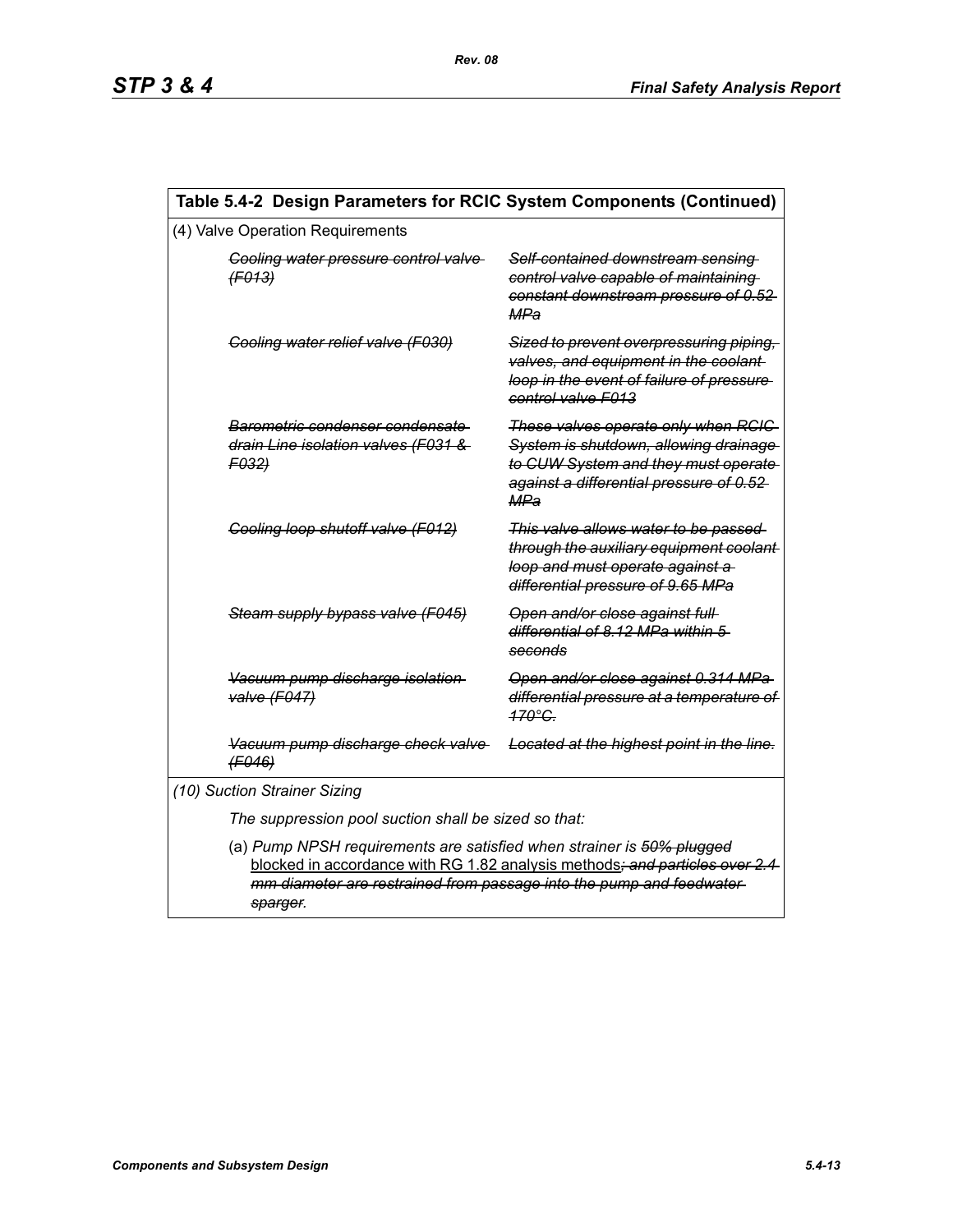## Table 5.4-2 Design Parameters for RCIC System Components (Continued)

| (4) Valve Operation Requirements | |
|---|---|
| ~~*Cooling water pressure control valve (F013)*~~ | ~~*Self-contained downstream sensing control valve capable of maintaining constant downstream pressure of 0.52 MPa*~~ |
| ~~*Cooling water relief valve (F030)*~~ | ~~*Sized to prevent overpressuring piping, valves, and equipment in the coolant loop in the event of failure of pressure control valve F013*~~ |
| ~~*Barometric condenser condensate drain Line isolation valves (F031 & F032)*~~ | ~~*These valves operate only when RCIC System is shutdown, allowing drainage to CUW System and they must operate against a differential pressure of 0.52 MPa*~~ |
| ~~*Cooling loop shutoff valve (F012)*~~ | ~~*This valve allows water to be passed through the auxiliary equipment coolant loop and must operate against a differential pressure of 9.65 MPa*~~ |
| ~~*Steam supply bypass valve (F045)*~~ | ~~*Open and/or close against full differential of 8.12 MPa within 5 seconds*~~ |
| ~~*Vacuum pump discharge isolation valve (F047)*~~ | ~~*Open and/or close against 0.314 MPa differential pressure at a temperature of 170°C.*~~ |
| ~~*Vacuum pump discharge check valve (F046)*~~ | ~~*Located at the highest point in the line.*~~ |

*(10) Suction Strainer Sizing*

*The suppression pool suction shall be sized so that:*

(a) *Pump NPSH requirements are satisfied when strainer is ~~50% plugged~~* <u>blocked in accordance with RG 1.82 analysis methods</u>*~~; and particles over 2.4 mm diameter are restrained from passage into the pump and feedwater sparger~~.*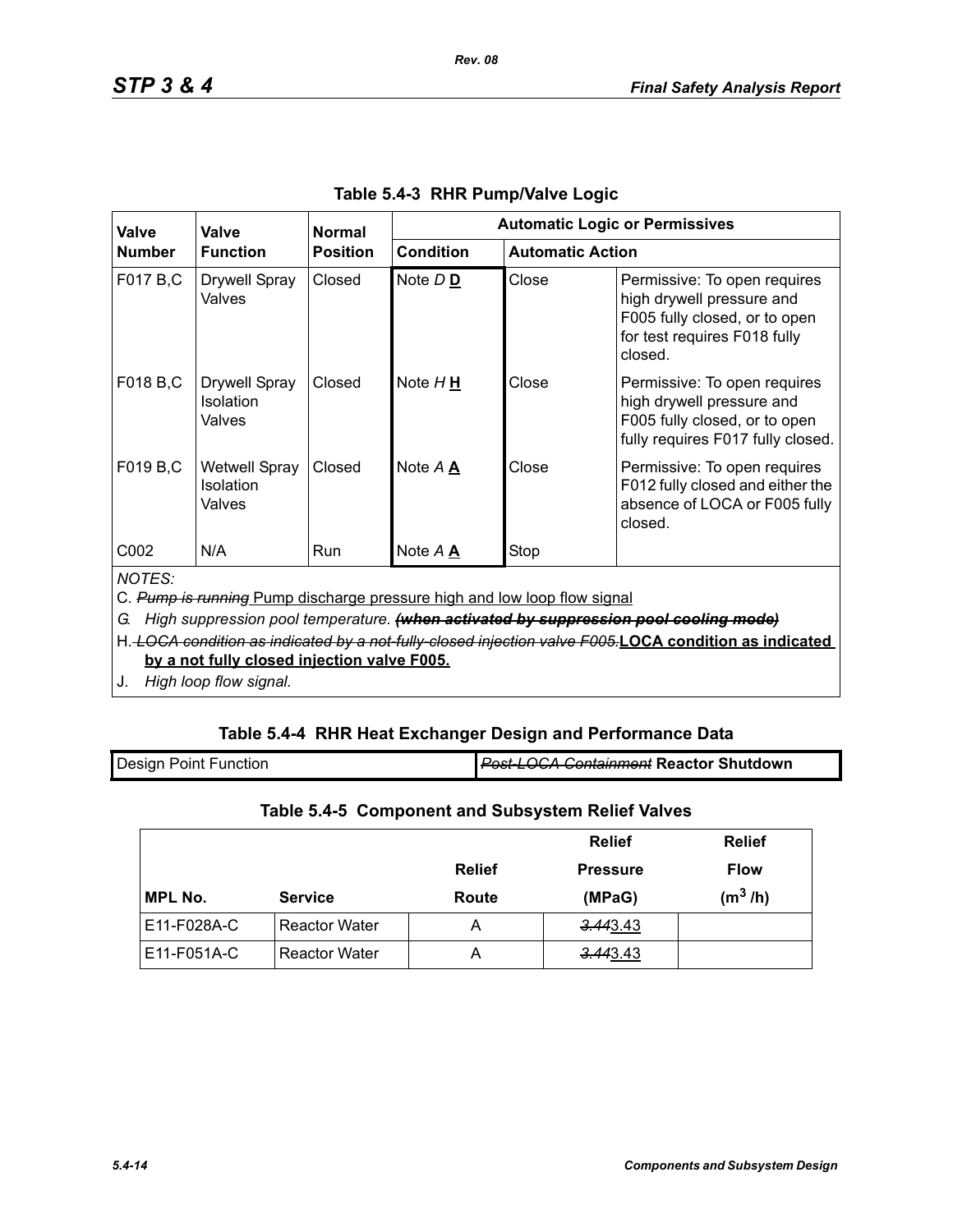## Table 5.4-3 RHR Pump/Valve Logic

| Valve Number | Valve Function | Normal Position | Automatic Logic or Permissives | | |
|---|---|---|---|---|---|
| | | | Condition | Automatic Action | |
| F017 B,C | Drywell Spray Valves | Closed | Note *D* **D** | Close | Permissive: To open requires high drywell pressure and F005 fully closed, or to open for test requires F018 fully closed. |
| F018 B,C | Drywell Spray Isolation Valves | Closed | Note *H* **H** | Close | Permissive: To open requires high drywell pressure and F005 fully closed, or to open fully requires F017 fully closed. |
| F019 B,C | Wetwell Spray Isolation Valves | Closed | Note *A* **A** | Close | Permissive: To open requires F012 fully closed and either the absence of LOCA or F005 fully closed. |
| C002 | N/A | Run | Note *A* **A** | Stop | |

*NOTES:*

C. ~~*Pump is running*~~ Pump discharge pressure high and low loop flow signal

*G. High suppression pool temperature.* ~~***(when activated by suppression pool cooling mode)***~~

H. ~~*LOCA condition as indicated by a not-fully-closed injection valve F005.*~~ **LOCA condition as indicated by a not fully closed injection valve F005.**

J. *High loop flow signal.*

## Table 5.4-4 RHR Heat Exchanger Design and Performance Data

| Design Point Function | ~~*Post-LOCA Containment*~~ **Reactor Shutdown** |
|---|---|

## Table 5.4-5 Component and Subsystem Relief Valves

| MPL No. | Service | Relief Route | Relief Pressure (MPaG) | Relief Flow ($m^3$ /h) |
|---|---|---|---|---|
| E11-F028A-C | Reactor Water | A | ~~*3.44*~~3.43 | |
| E11-F051A-C | Reactor Water | A | ~~*3.44*~~3.43 | |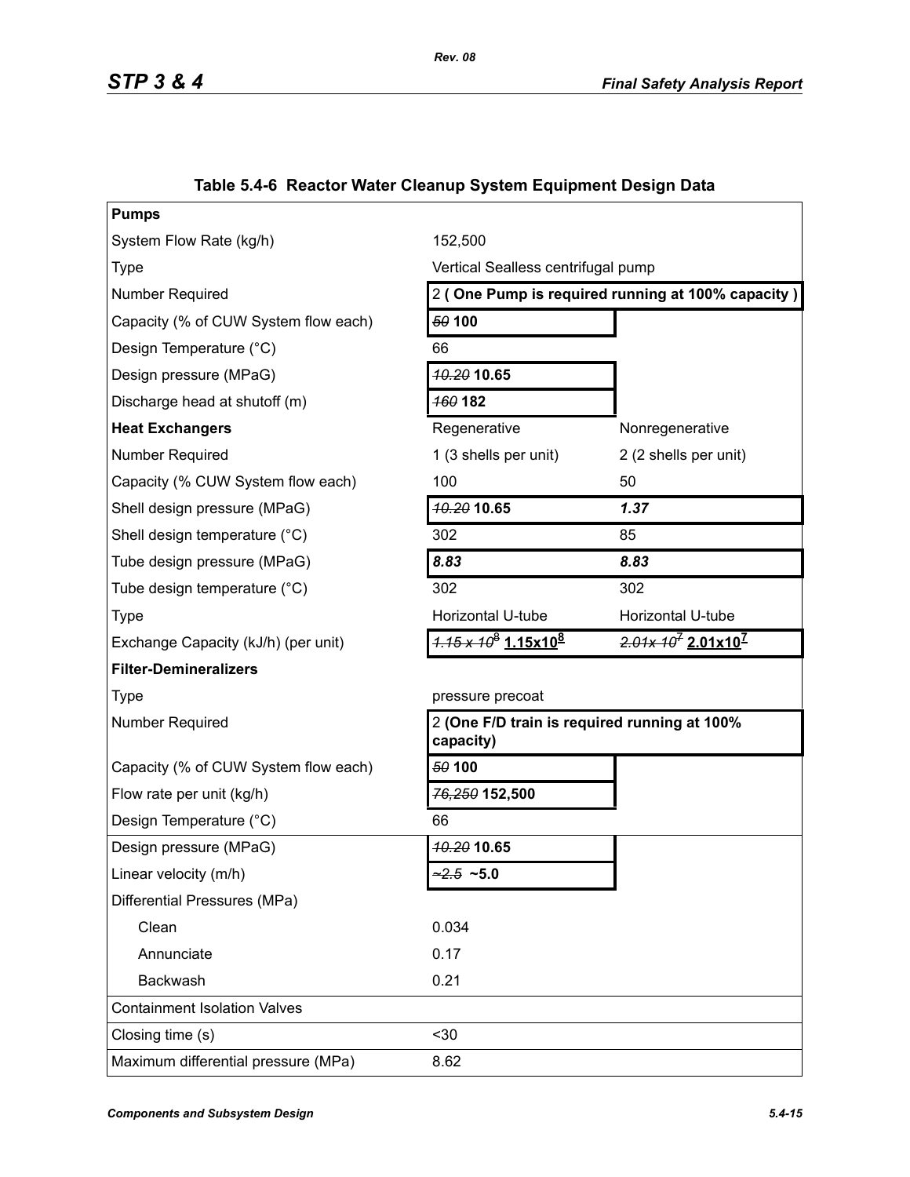## Table 5.4-6 Reactor Water Cleanup System Equipment Design Data

| **Pumps** | | |
|---|---|---|
| System Flow Rate (kg/h) | 152,500 | |
| Type | Vertical Sealless centrifugal pump | |
| Number Required | 2 **( One Pump is required running at 100% capacity )** | |
| Capacity (% of CUW System flow each) | ~~*50*~~ **100** | |
| Design Temperature (°C) | 66 | |
| Design pressure (MPaG) | ~~*10.20*~~ **10.65** | |
| Discharge head at shutoff (m) | ~~*160*~~ **182** | |
| **Heat Exchangers** | Regenerative | Nonregenerative |
| Number Required | 1 (3 shells per unit) | 2 (2 shells per unit) |
| Capacity (% CUW System flow each) | 100 | 50 |
| Shell design pressure (MPaG) | ~~*10.20*~~ **10.65** | ***1.37*** |
| Shell design temperature (°C) | 302 | 85 |
| Tube design pressure (MPaG) | ***8.83*** | ***8.83*** |
| Tube design temperature (°C) | 302 | 302 |
| Type | Horizontal U-tube | Horizontal U-tube |
| Exchange Capacity (kJ/h) (per unit) | ~~*$1.15 \times 10^8$*~~ **$1.15 \times 10^8$** | ~~*$2.01 \times 10^7$*~~ **$2.01 \times 10^7$** |
| **Filter-Demineralizers** | | |
| Type | pressure precoat | |
| Number Required | 2 **(One F/D train is required running at 100% capacity)** | |
| Capacity (% of CUW System flow each) | ~~*50*~~ **100** | |
| Flow rate per unit (kg/h) | ~~*76,250*~~ **152,500** | |
| Design Temperature (°C) | 66 | |
| Design pressure (MPaG) | ~~*10.20*~~ **10.65** | |
| Linear velocity (m/h) | ~~*~2.5*~~ **~5.0** | |
| Differential Pressures (MPa) | | |
| Clean | 0.034 | |
| Annunciate | 0.17 | |
| Backwash | 0.21 | |
| Containment Isolation Valves | | |
| Closing time (s) | <30 | |
| Maximum differential pressure (MPa) | 8.62 | |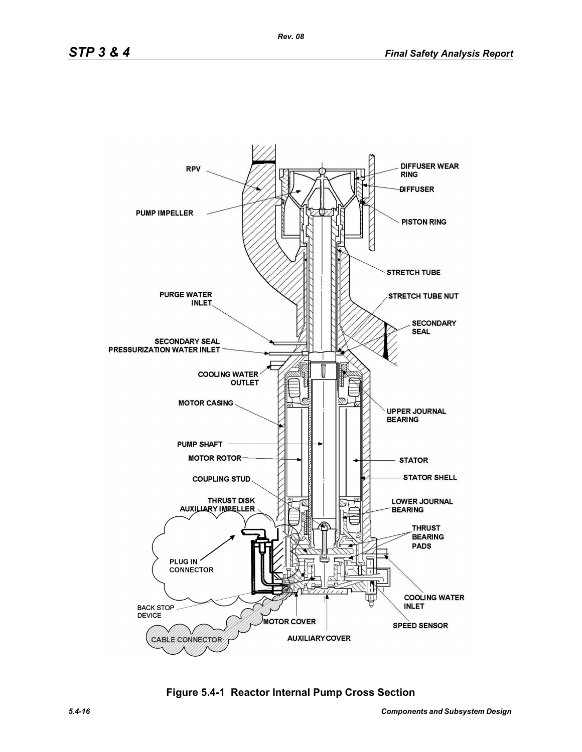Figure 5.4-1 Reactor Internal Pump Cross Section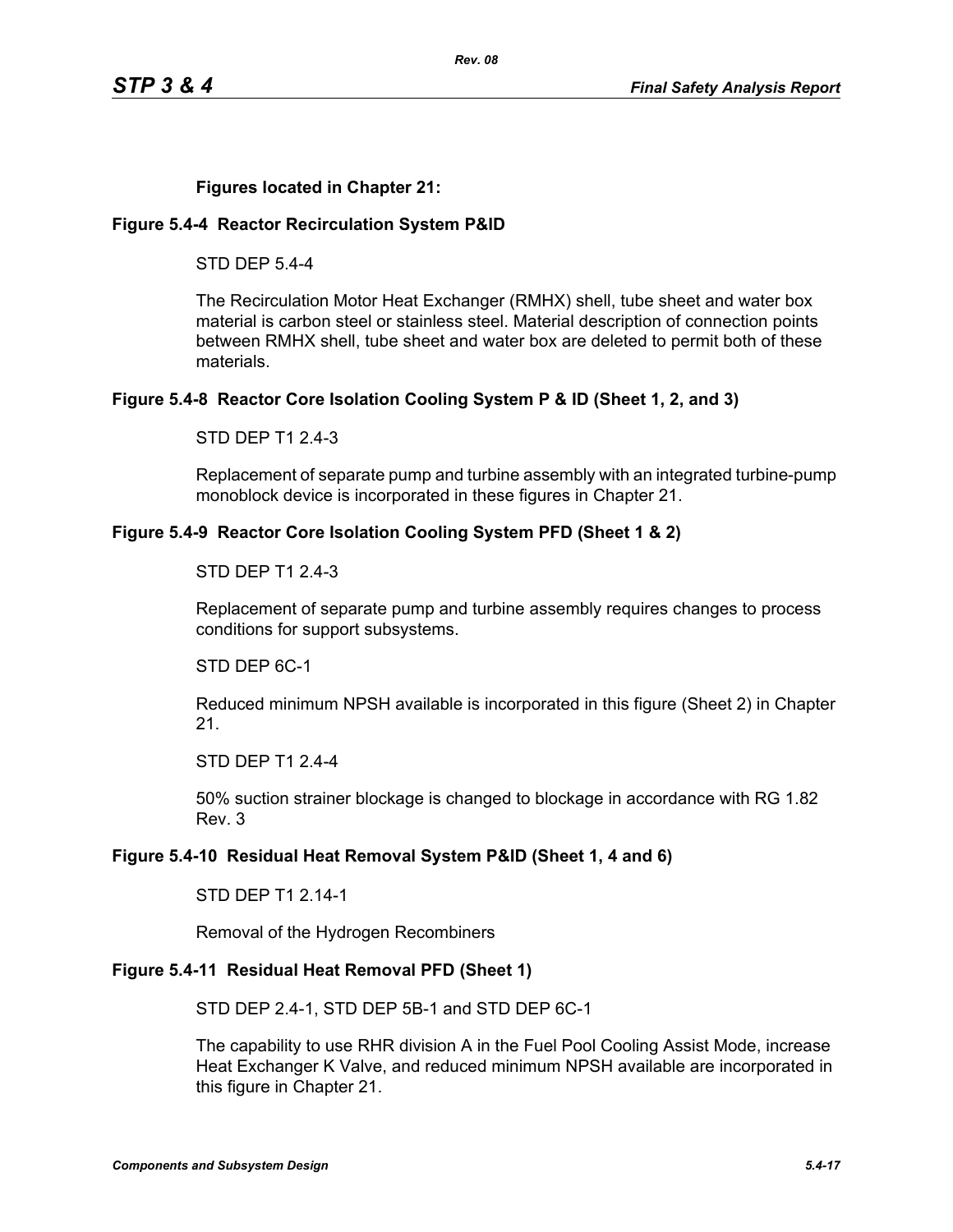**Figures located in Chapter 21:**

### Figure 5.4-4 Reactor Recirculation System P&ID

STD DEP 5.4-4

The Recirculation Motor Heat Exchanger (RMHX) shell, tube sheet and water box material is carbon steel or stainless steel. Material description of connection points between RMHX shell, tube sheet and water box are deleted to permit both of these materials.

### Figure 5.4-8 Reactor Core Isolation Cooling System P & ID (Sheet 1, 2, and 3)

STD DEP T1 2.4-3

Replacement of separate pump and turbine assembly with an integrated turbine-pump monoblock device is incorporated in these figures in Chapter 21.

### Figure 5.4-9 Reactor Core Isolation Cooling System PFD (Sheet 1 & 2)

STD DEP T1 2.4-3

Replacement of separate pump and turbine assembly requires changes to process conditions for support subsystems.

STD DEP 6C-1

Reduced minimum NPSH available is incorporated in this figure (Sheet 2) in Chapter 21.

STD DEP T1 2.4-4

50% suction strainer blockage is changed to blockage in accordance with RG 1.82 Rev. 3

### Figure 5.4-10 Residual Heat Removal System P&ID (Sheet 1, 4 and 6)

STD DEP T1 2.14-1

Removal of the Hydrogen Recombiners

### Figure 5.4-11 Residual Heat Removal PFD (Sheet 1)

STD DEP 2.4-1, STD DEP 5B-1 and STD DEP 6C-1

The capability to use RHR division A in the Fuel Pool Cooling Assist Mode, increase Heat Exchanger K Valve, and reduced minimum NPSH available are incorporated in this figure in Chapter 21.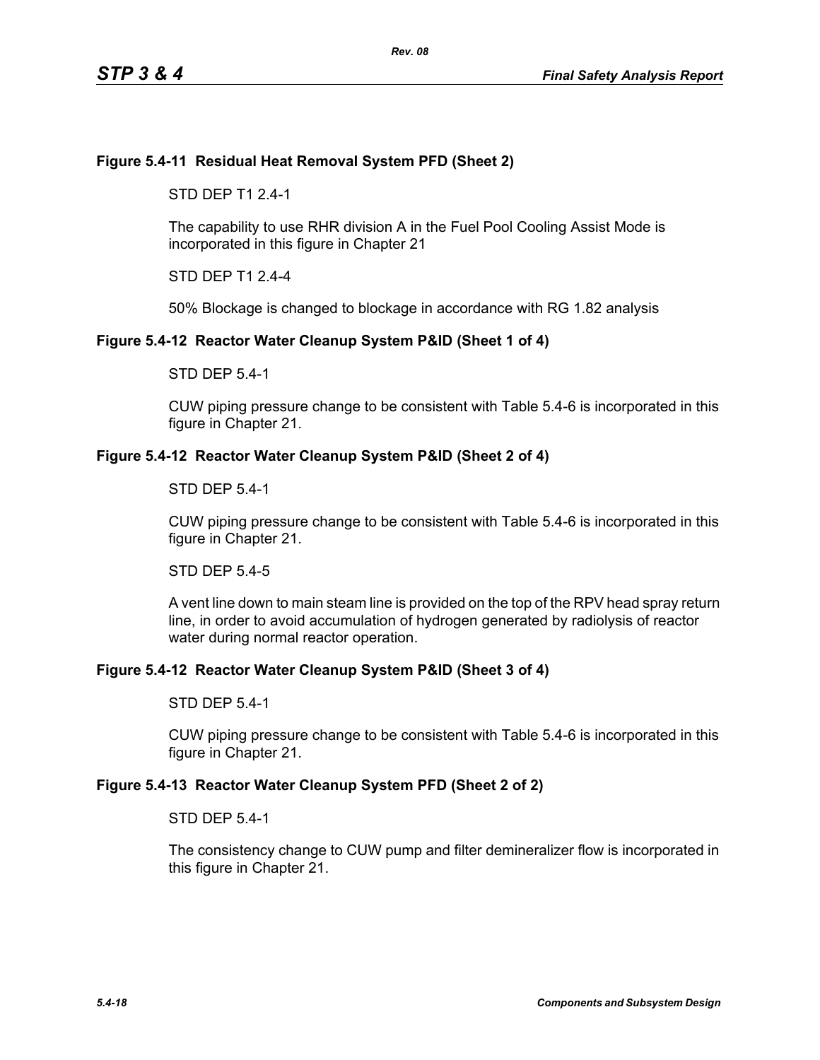### Figure 5.4-11 Residual Heat Removal System PFD (Sheet 2)

STD DEP T1 2.4-1

The capability to use RHR division A in the Fuel Pool Cooling Assist Mode is incorporated in this figure in Chapter 21

STD DEP T1 2.4-4

50% Blockage is changed to blockage in accordance with RG 1.82 analysis

### Figure 5.4-12 Reactor Water Cleanup System P&ID (Sheet 1 of 4)

STD DEP 5.4-1

CUW piping pressure change to be consistent with Table 5.4-6 is incorporated in this figure in Chapter 21.

### Figure 5.4-12 Reactor Water Cleanup System P&ID (Sheet 2 of 4)

STD DEP 5.4-1

CUW piping pressure change to be consistent with Table 5.4-6 is incorporated in this figure in Chapter 21.

STD DEP 5.4-5

A vent line down to main steam line is provided on the top of the RPV head spray return line, in order to avoid accumulation of hydrogen generated by radiolysis of reactor water during normal reactor operation.

### Figure 5.4-12 Reactor Water Cleanup System P&ID (Sheet 3 of 4)

STD DEP 5.4-1

CUW piping pressure change to be consistent with Table 5.4-6 is incorporated in this figure in Chapter 21.

### Figure 5.4-13 Reactor Water Cleanup System PFD (Sheet 2 of 2)

STD DEP 5.4-1

The consistency change to CUW pump and filter demineralizer flow is incorporated in this figure in Chapter 21.